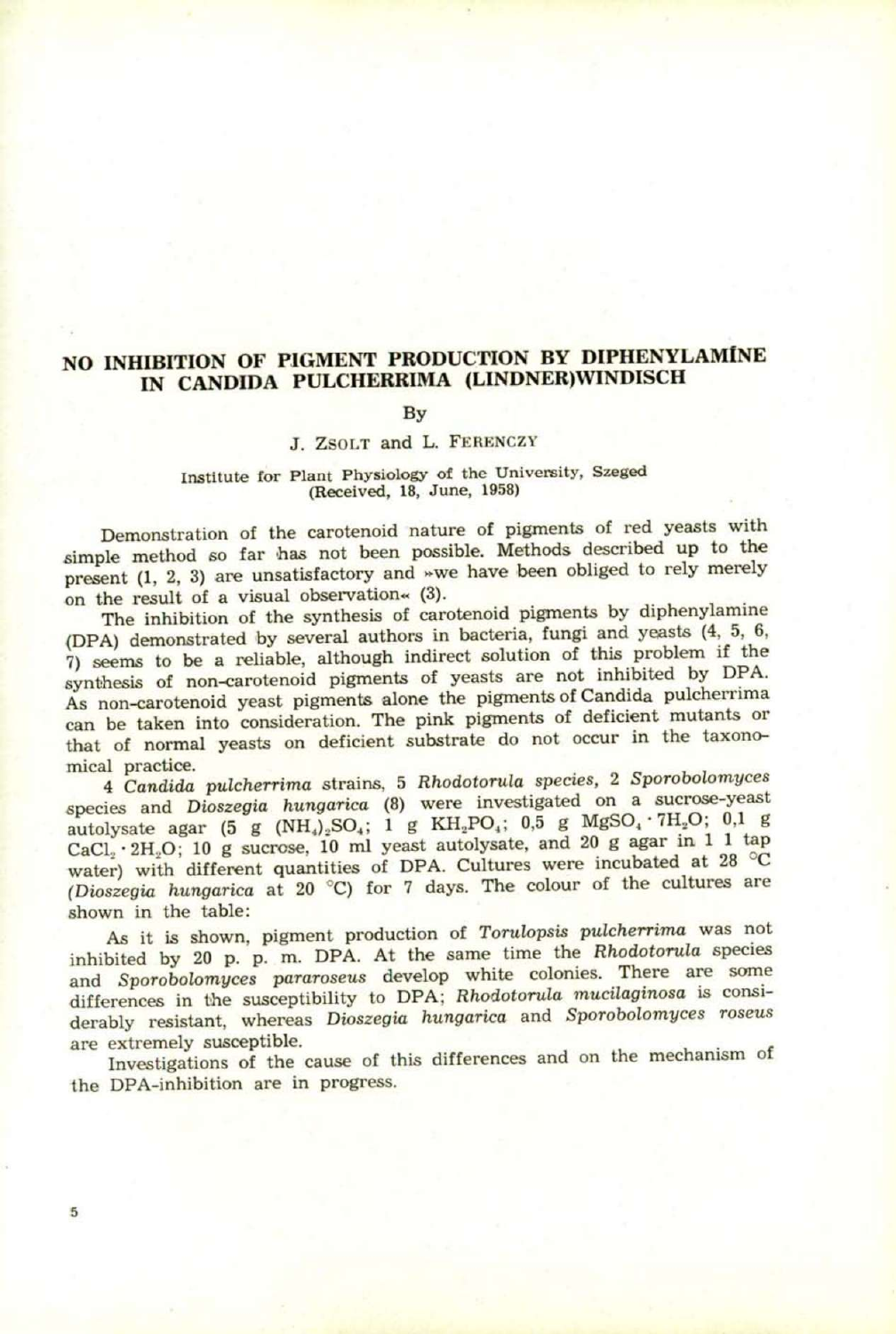# NO INHIBITION OF PIGMENT PRODUCTION BY DIPHENYLAMINE IN CANDIDA PULCHERRIMA (LINDNER)WINDISCH

By

J. ZSOLT and L. FERENCZY

Institute for Plant Physiology of the University, Szeged
(Received, 18, June, 1958)

Demonstration of the carotenoid nature of pigments of red yeasts with simple method so far has not been possible. Methods described up to the present (1, 2, 3) are unsatisfactory and »we have been obliged to rely merely on the result of a visual observation« (3).

The inhibition of the synthesis of carotenoid pigments by diphenylamine (DPA) demonstrated by several authors in bacteria, fungi and yeasts (4, 5, 6, 7) seems to be a reliable, although indirect solution of this problem if the synthesis of non-carotenoid pigments of yeasts are not inhibited by DPA. As non-carotenoid yeast pigments alone the pigments of Candida pulcherrima can be taken into consideration. The pink pigments of deficient mutants or that of normal yeasts on deficient substrate do not occur in the taxonomical practice.

4 *Candida pulcherrima* strains, 5 *Rhodotorula species*, 2 *Sporobolomyces* species and *Dioszegia hungarica* (8) were investigated on a sucrose-yeast autolysate agar (5 g $(NH_4)_2SO_4$; 1 g $KH_2PO_4$; 0,5 g $MgSO_4 \cdot 7H_2O$; 0,1 g $CaCl_2 \cdot 2H_2O$; 10 g sucrose, 10 ml yeast autolysate, and 20 g agar in 1 l tap water) with different quantities of DPA. Cultures were incubated at 28 °C (*Dioszegia hungarica* at 20 °C) for 7 days. The colour of the cultures are shown in the table:

As it is shown, pigment production of *Torulopsis pulcherrima* was not inhibited by 20 p. p. m. DPA. At the same time the *Rhodotorula* species and *Sporobolomyces pararoseus* develop white colonies. There are some differences in the susceptibility to DPA; *Rhodotorula mucilaginosa* is considerably resistant, whereas *Dioszegia hungarica* and *Sporobolomyces roseus* are extremely susceptible.

Investigations of the cause of this differences and on the mechanism of the DPA-inhibition are in progress.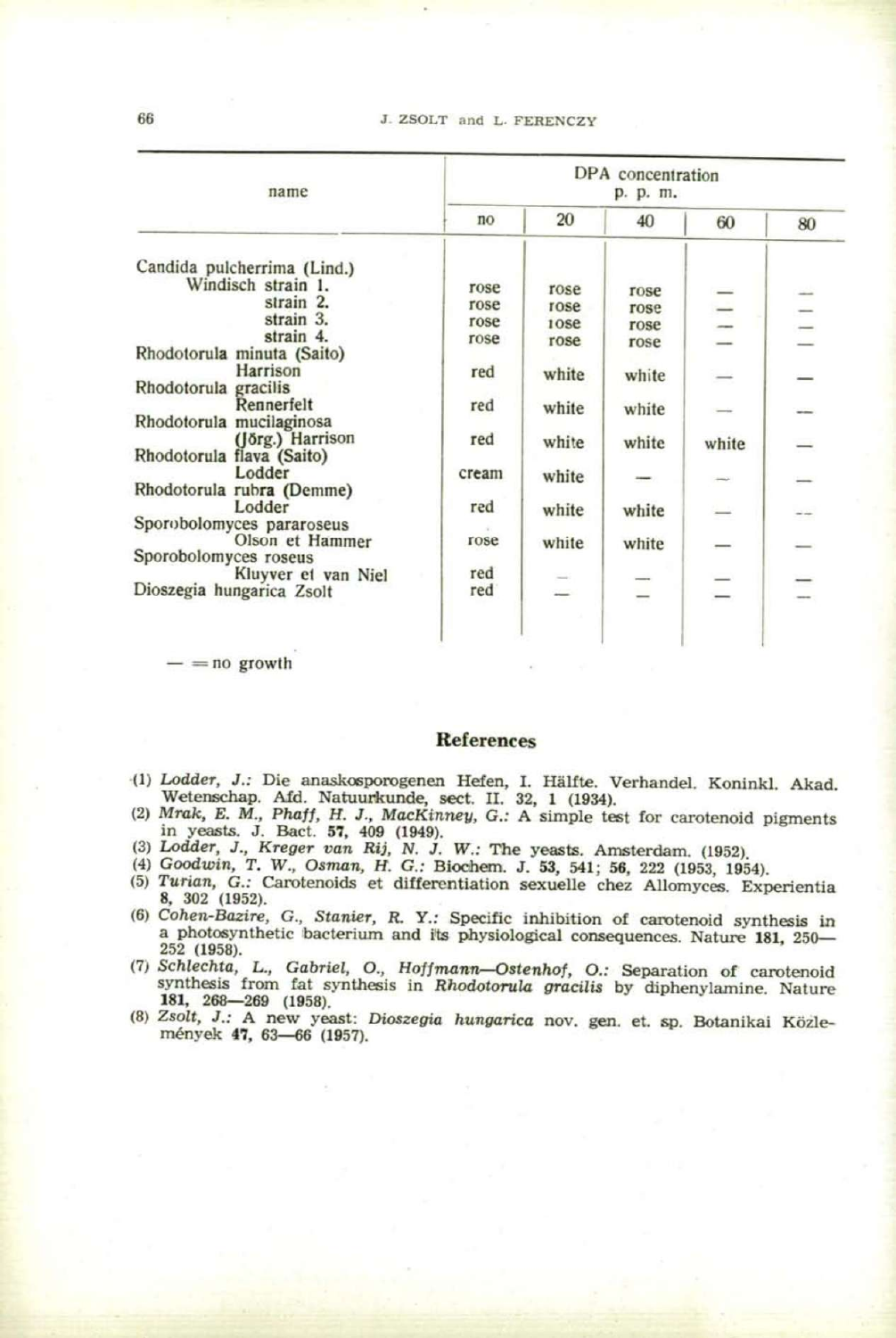| name | DPA concentration p. p. m. | | | | |
|---|---|---|---|---|---|
| | no | 20 | 40 | 60 | 80 |
| Candida pulcherrima (Lind.) Windisch strain 1. | rose | rose | rose | — | — |
| strain 2. | rose | rose | rose | — | — |
| strain 3. | rose | rose | rose | — | — |
| strain 4. | rose | rose | rose | — | — |
| Rhodotorula minuta (Saito) Harrison | red | white | white | — | — |
| Rhodotorula gracilis Rennerfelt | red | white | white | — | — |
| Rhodotorula mucilaginosa (Jörg.) Harrison | red | white | white | white | — |
| Rhodotorula flava (Saito) Lodder | cream | white | — | — | — |
| Rhodotorula rubra (Demme) Lodder | red | white | white | — | — |
| Sporobolomyces pararoseus Olson et Hammer | rose | white | white | — | — |
| Sporobolomyces roseus Kluyver et van Niel | red | — | — | — | — |
| Dioszegia hungarica Zsolt | red | — | — | — | — |

— = no growth

## References

(1) *Lodder, J.:* Die anaskosporogenen Hefen, I. Hälfte. Verhandel. Koninkl. Akad. Wetenschap. Afd. Natuurkunde, sect. II. 32, 1 (1934).
(2) *Mrak, E. M., Phaff, H. J., MacKinney, G.:* A simple test for carotenoid pigments in yeasts. J. Bact. **57**, 409 (1949).
(3) *Lodder, J., Kreger van Rij, N. J. W.:* The yeasts. Amsterdam. (1952).
(4) *Goodwin, T. W., Osman, H. G.:* Biochem. J. **53**, 541; **56**, 222 (1953, 1954).
(5) *Turian, G.:* Carotenoids et differentiation sexuelle chez Allomyces. Experientia **8**, 302 (1952).
(6) *Cohen-Bazire, G., Stanier, R. Y.:* Specific inhibition of carotenoid synthesis in a photosynthetic bacterium and its physiological consequences. Nature **181**, 250—252 (1958).
(7) *Schlechta, L., Gabriel, O., Hoffmann—Ostenhof, O.:* Separation of carotenoid synthesis from fat synthesis in *Rhodotorula gracilis* by diphenylamine. Nature **181**, 268—269 (1958).
(8) *Zsolt, J.:* A new yeast: *Dioszegia hungarica* nov. gen. et. sp. Botanikai Közlemények **47**, 63—66 (1957).